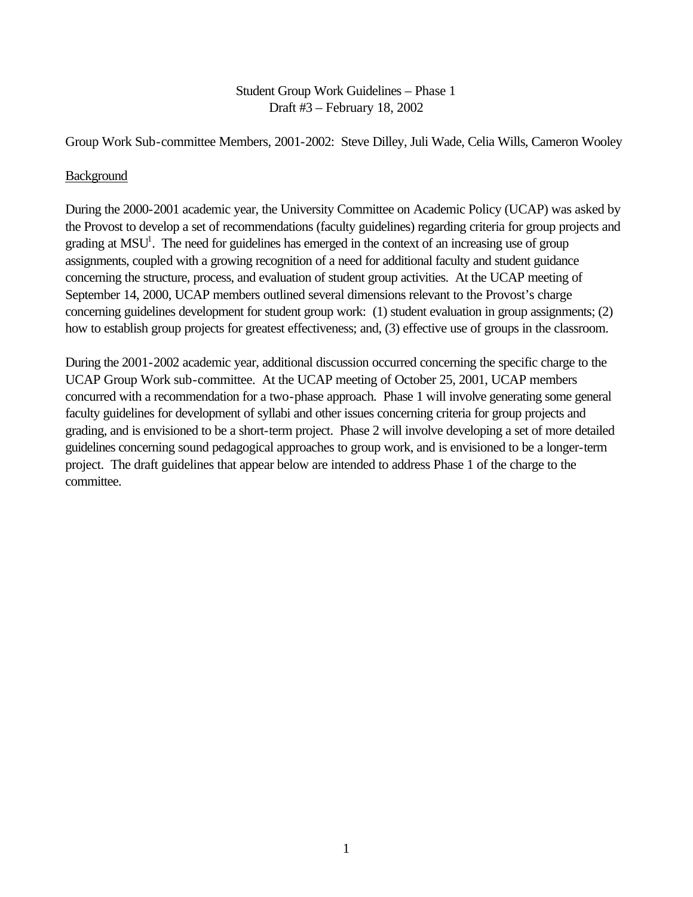Student Group Work Guidelines – Phase 1
Draft #3 – February 18, 2002

Group Work Sub-committee Members, 2001-2002: Steve Dilley, Juli Wade, Celia Wills, Cameron Wooley

## Background

During the 2000-2001 academic year, the University Committee on Academic Policy (UCAP) was asked by the Provost to develop a set of recommendations (faculty guidelines) regarding criteria for group projects and grading at MSU[1]. The need for guidelines has emerged in the context of an increasing use of group assignments, coupled with a growing recognition of a need for additional faculty and student guidance concerning the structure, process, and evaluation of student group activities. At the UCAP meeting of September 14, 2000, UCAP members outlined several dimensions relevant to the Provost's charge concerning guidelines development for student group work: (1) student evaluation in group assignments; (2) how to establish group projects for greatest effectiveness; and, (3) effective use of groups in the classroom.

During the 2001-2002 academic year, additional discussion occurred concerning the specific charge to the UCAP Group Work sub-committee. At the UCAP meeting of October 25, 2001, UCAP members concurred with a recommendation for a two-phase approach. Phase 1 will involve generating some general faculty guidelines for development of syllabi and other issues concerning criteria for group projects and grading, and is envisioned to be a short-term project. Phase 2 will involve developing a set of more detailed guidelines concerning sound pedagogical approaches to group work, and is envisioned to be a longer-term project. The draft guidelines that appear below are intended to address Phase 1 of the charge to the committee.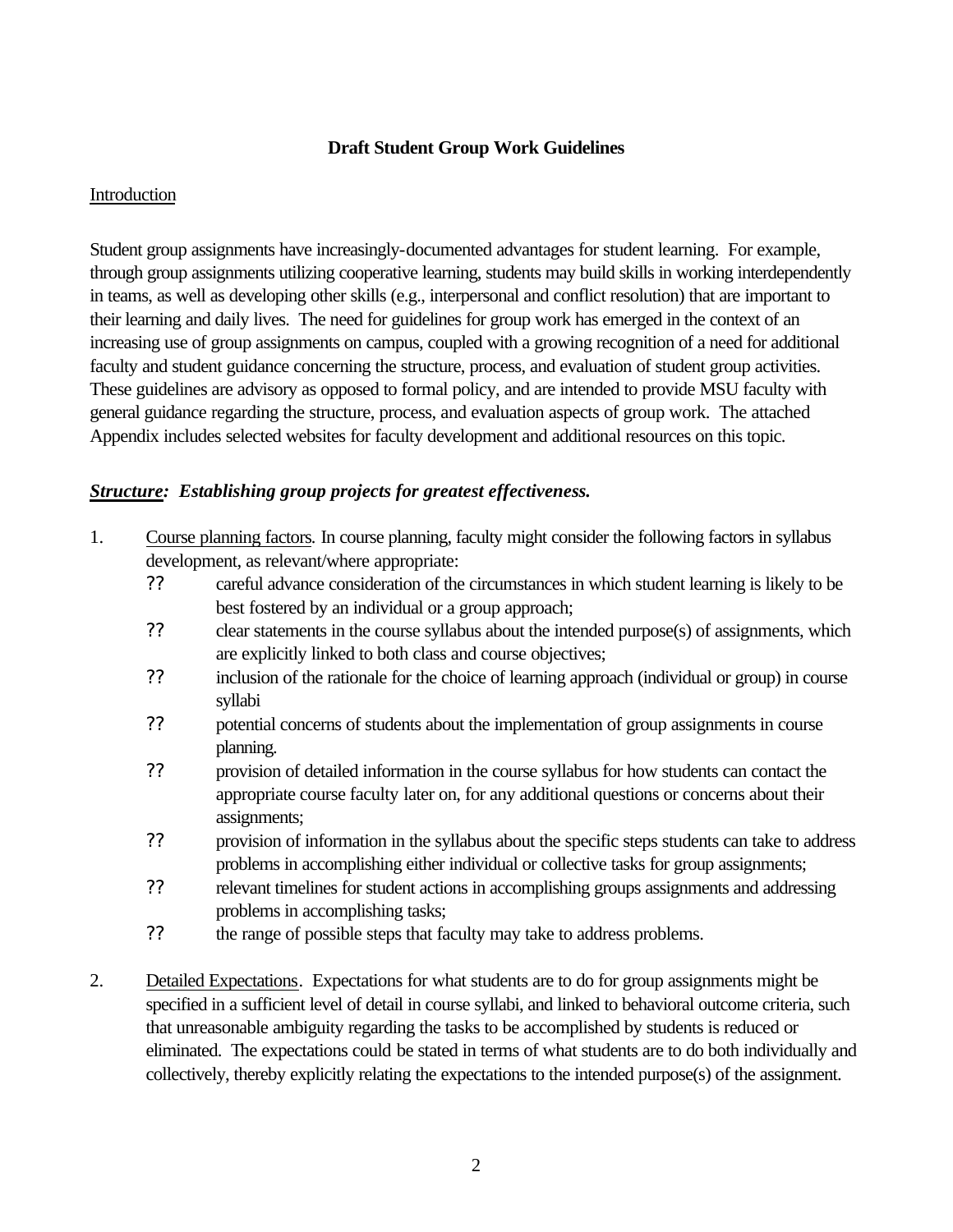**Draft Student Group Work Guidelines**

Introduction

Student group assignments have increasingly-documented advantages for student learning. For example, through group assignments utilizing cooperative learning, students may build skills in working interdependently in teams, as well as developing other skills (e.g., interpersonal and conflict resolution) that are important to their learning and daily lives. The need for guidelines for group work has emerged in the context of an increasing use of group assignments on campus, coupled with a growing recognition of a need for additional faculty and student guidance concerning the structure, process, and evaluation of student group activities. These guidelines are advisory as opposed to formal policy, and are intended to provide MSU faculty with general guidance regarding the structure, process, and evaluation aspects of group work. The attached Appendix includes selected websites for faculty development and additional resources on this topic.

***Structure*: Establishing group projects for greatest effectiveness.**

1. Course planning factors. In course planning, faculty might consider the following factors in syllabus development, as relevant/where appropriate:
   - careful advance consideration of the circumstances in which student learning is likely to be best fostered by an individual or a group approach;
   - clear statements in the course syllabus about the intended purpose(s) of assignments, which are explicitly linked to both class and course objectives;
   - inclusion of the rationale for the choice of learning approach (individual or group) in course syllabi
   - potential concerns of students about the implementation of group assignments in course planning.
   - provision of detailed information in the course syllabus for how students can contact the appropriate course faculty later on, for any additional questions or concerns about their assignments;
   - provision of information in the syllabus about the specific steps students can take to address problems in accomplishing either individual or collective tasks for group assignments;
   - relevant timelines for student actions in accomplishing groups assignments and addressing problems in accomplishing tasks;
   - the range of possible steps that faculty may take to address problems.

2. Detailed Expectations. Expectations for what students are to do for group assignments might be specified in a sufficient level of detail in course syllabi, and linked to behavioral outcome criteria, such that unreasonable ambiguity regarding the tasks to be accomplished by students is reduced or eliminated. The expectations could be stated in terms of what students are to do both individually and collectively, thereby explicitly relating the expectations to the intended purpose(s) of the assignment.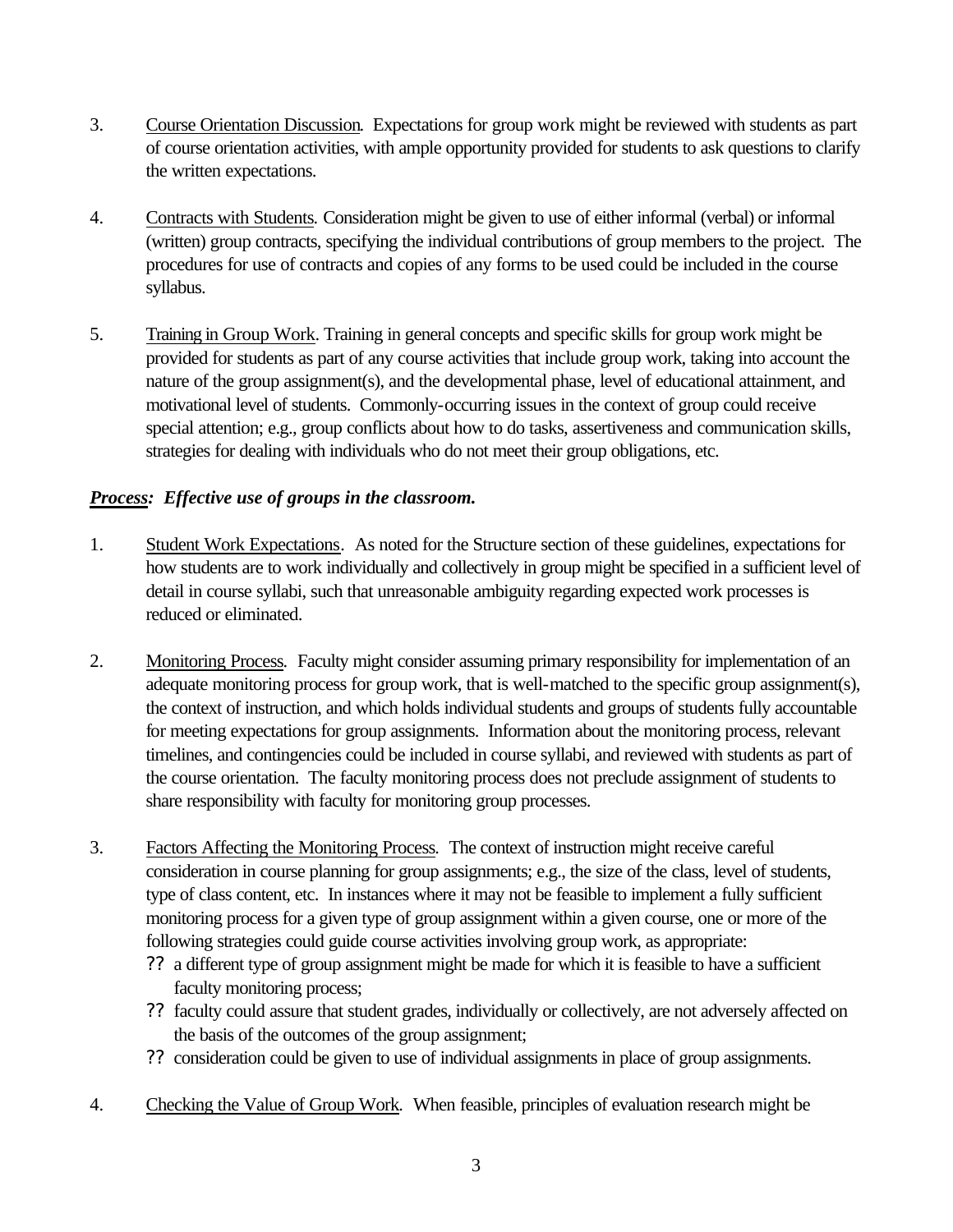3. Course Orientation Discussion. Expectations for group work might be reviewed with students as part of course orientation activities, with ample opportunity provided for students to ask questions to clarify the written expectations.

4. Contracts with Students. Consideration might be given to use of either informal (verbal) or informal (written) group contracts, specifying the individual contributions of group members to the project. The procedures for use of contracts and copies of any forms to be used could be included in the course syllabus.

5. Training in Group Work. Training in general concepts and specific skills for group work might be provided for students as part of any course activities that include group work, taking into account the nature of the group assignment(s), and the developmental phase, level of educational attainment, and motivational level of students. Commonly-occurring issues in the context of group could receive special attention; e.g., group conflicts about how to do tasks, assertiveness and communication skills, strategies for dealing with individuals who do not meet their group obligations, etc.

***Process*****: *Effective use of groups in the classroom.***

1. Student Work Expectations. As noted for the Structure section of these guidelines, expectations for how students are to work individually and collectively in group might be specified in a sufficient level of detail in course syllabi, such that unreasonable ambiguity regarding expected work processes is reduced or eliminated.

2. Monitoring Process. Faculty might consider assuming primary responsibility for implementation of an adequate monitoring process for group work, that is well-matched to the specific group assignment(s), the context of instruction, and which holds individual students and groups of students fully accountable for meeting expectations for group assignments. Information about the monitoring process, relevant timelines, and contingencies could be included in course syllabi, and reviewed with students as part of the course orientation. The faculty monitoring process does not preclude assignment of students to share responsibility with faculty for monitoring group processes.

3. Factors Affecting the Monitoring Process. The context of instruction might receive careful consideration in course planning for group assignments; e.g., the size of the class, level of students, type of class content, etc. In instances where it may not be feasible to implement a fully sufficient monitoring process for a given type of group assignment within a given course, one or more of the following strategies could guide course activities involving group work, as appropriate:
   - a different type of group assignment might be made for which it is feasible to have a sufficient faculty monitoring process;
   - faculty could assure that student grades, individually or collectively, are not adversely affected on the basis of the outcomes of the group assignment;
   - consideration could be given to use of individual assignments in place of group assignments.

4. Checking the Value of Group Work. When feasible, principles of evaluation research might be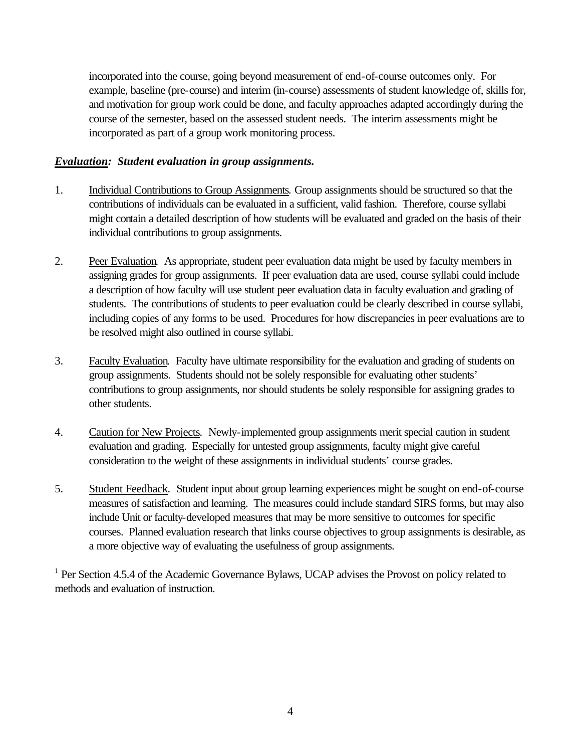incorporated into the course, going beyond measurement of end-of-course outcomes only. For example, baseline (pre-course) and interim (in-course) assessments of student knowledge of, skills for, and motivation for group work could be done, and faculty approaches adapted accordingly during the course of the semester, based on the assessed student needs. The interim assessments might be incorporated as part of a group work monitoring process.

***<u>Evaluation</u>: Student evaluation in group assignments.***

1. <u>Individual Contributions to Group Assignments</u>. Group assignments should be structured so that the contributions of individuals can be evaluated in a sufficient, valid fashion. Therefore, course syllabi might contain a detailed description of how students will be evaluated and graded on the basis of their individual contributions to group assignments.

2. <u>Peer Evaluation</u>. As appropriate, student peer evaluation data might be used by faculty members in assigning grades for group assignments. If peer evaluation data are used, course syllabi could include a description of how faculty will use student peer evaluation data in faculty evaluation and grading of students. The contributions of students to peer evaluation could be clearly described in course syllabi, including copies of any forms to be used. Procedures for how discrepancies in peer evaluations are to be resolved might also outlined in course syllabi.

3. <u>Faculty Evaluation</u>. Faculty have ultimate responsibility for the evaluation and grading of students on group assignments. Students should not be solely responsible for evaluating other students' contributions to group assignments, nor should students be solely responsible for assigning grades to other students.

4. <u>Caution for New Projects</u>. Newly-implemented group assignments merit special caution in student evaluation and grading. Especially for untested group assignments, faculty might give careful consideration to the weight of these assignments in individual students' course grades.

5. <u>Student Feedback</u>. Student input about group learning experiences might be sought on end-of-course measures of satisfaction and learning. The measures could include standard SIRS forms, but may also include Unit or faculty-developed measures that may be more sensitive to outcomes for specific courses. Planned evaluation research that links course objectives to group assignments is desirable, as a more objective way of evaluating the usefulness of group assignments.

[1] Per Section 4.5.4 of the Academic Governance Bylaws, UCAP advises the Provost on policy related to methods and evaluation of instruction.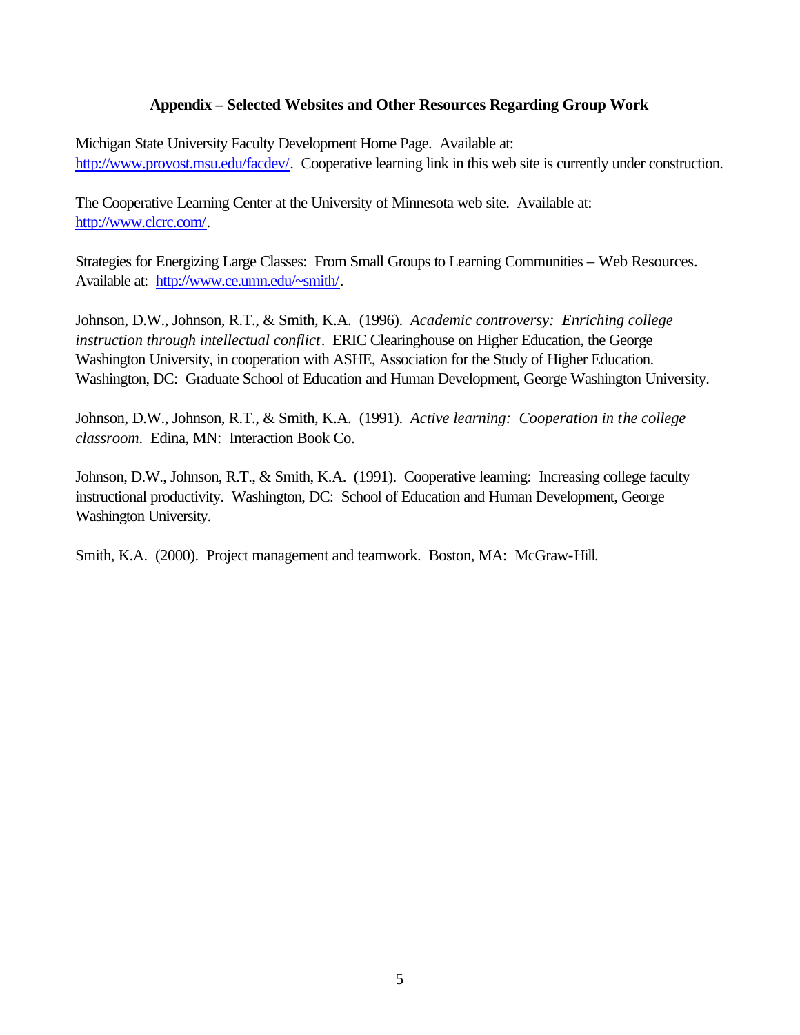## Appendix – Selected Websites and Other Resources Regarding Group Work

Michigan State University Faculty Development Home Page. Available at: http://www.provost.msu.edu/facdev/. Cooperative learning link in this web site is currently under construction.

The Cooperative Learning Center at the University of Minnesota web site. Available at: http://www.clcrc.com/.

Strategies for Energizing Large Classes: From Small Groups to Learning Communities – Web Resources. Available at: http://www.ce.umn.edu/~smith/.

Johnson, D.W., Johnson, R.T., & Smith, K.A. (1996). *Academic controversy: Enriching college instruction through intellectual conflict*. ERIC Clearinghouse on Higher Education, the George Washington University, in cooperation with ASHE, Association for the Study of Higher Education. Washington, DC: Graduate School of Education and Human Development, George Washington University.

Johnson, D.W., Johnson, R.T., & Smith, K.A. (1991). *Active learning: Cooperation in the college classroom*. Edina, MN: Interaction Book Co.

Johnson, D.W., Johnson, R.T., & Smith, K.A. (1991). Cooperative learning: Increasing college faculty instructional productivity. Washington, DC: School of Education and Human Development, George Washington University.

Smith, K.A. (2000). Project management and teamwork. Boston, MA: McGraw-Hill.